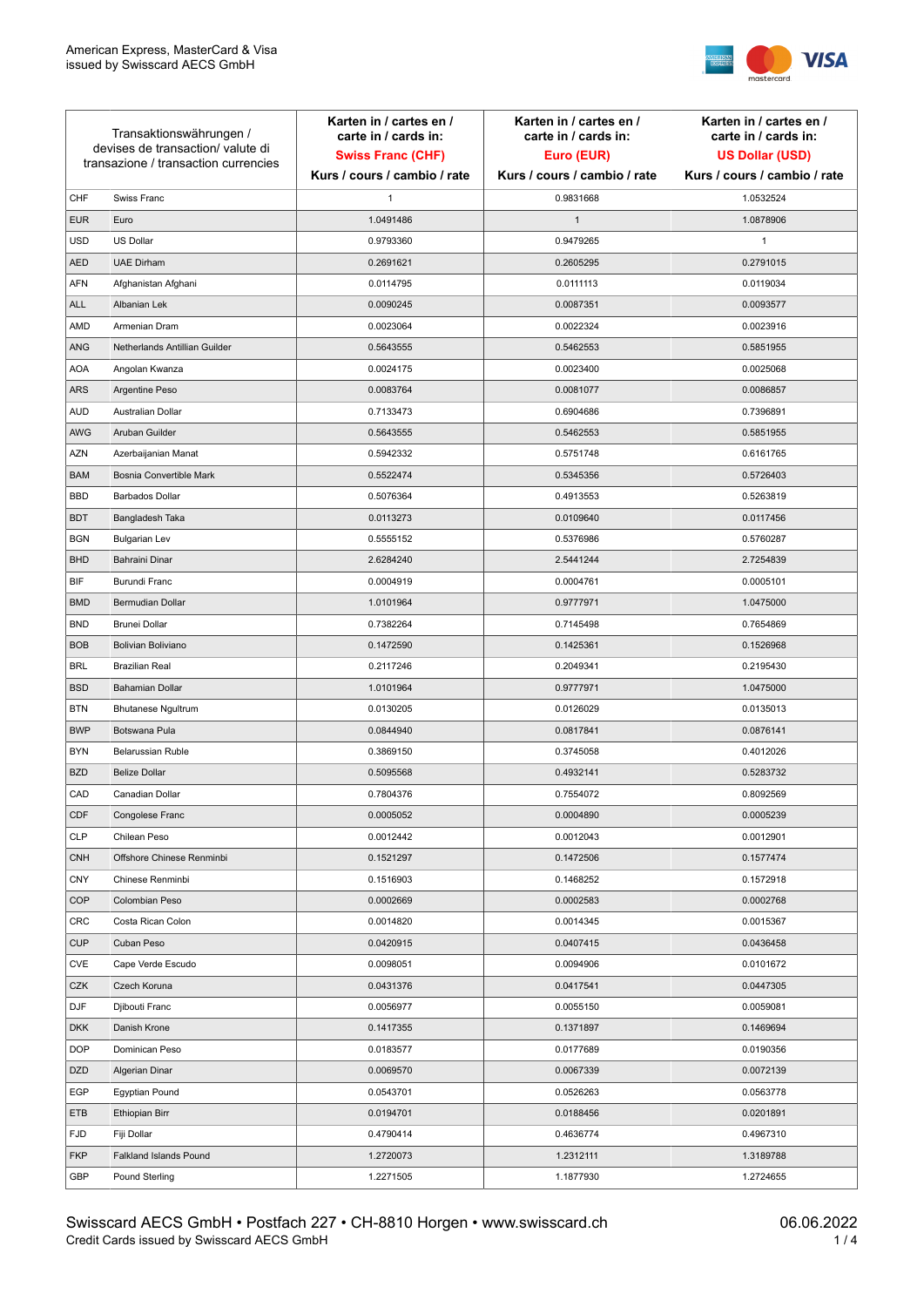American Express, MasterCard & Visa
issued by Swisscard AECS GmbH

| Transaktionswährungen / devises de transaction/ valute di transazione / transaction currencies | | Karten in / cartes en / carte in / cards in: **Swiss Franc (CHF)** Kurs / cours / cambio / rate | Karten in / cartes en / carte in / cards in: **Euro (EUR)** Kurs / cours / cambio / rate | Karten in / cartes en / carte in / cards in: **US Dollar (USD)** Kurs / cours / cambio / rate |
|---|---|---|---|---|
| CHF | Swiss Franc | 1 | 0.9831668 | 1.0532524 |
| EUR | Euro | 1.0491486 | 1 | 1.0878906 |
| USD | US Dollar | 0.9793360 | 0.9479265 | 1 |
| AED | UAE Dirham | 0.2691621 | 0.2605295 | 0.2791015 |
| AFN | Afghanistan Afghani | 0.0114795 | 0.0111113 | 0.0119034 |
| ALL | Albanian Lek | 0.0090245 | 0.0087351 | 0.0093577 |
| AMD | Armenian Dram | 0.0023064 | 0.0022324 | 0.0023916 |
| ANG | Netherlands Antillian Guilder | 0.5643555 | 0.5462553 | 0.5851955 |
| AOA | Angolan Kwanza | 0.0024175 | 0.0023400 | 0.0025068 |
| ARS | Argentine Peso | 0.0083764 | 0.0081077 | 0.0086857 |
| AUD | Australian Dollar | 0.7133473 | 0.6904686 | 0.7396891 |
| AWG | Aruban Guilder | 0.5643555 | 0.5462553 | 0.5851955 |
| AZN | Azerbaijanian Manat | 0.5942332 | 0.5751748 | 0.6161765 |
| BAM | Bosnia Convertible Mark | 0.5522474 | 0.5345356 | 0.5726403 |
| BBD | Barbados Dollar | 0.5076364 | 0.4913553 | 0.5263819 |
| BDT | Bangladesh Taka | 0.0113273 | 0.0109640 | 0.0117456 |
| BGN | Bulgarian Lev | 0.5555152 | 0.5376986 | 0.5760287 |
| BHD | Bahraini Dinar | 2.6284240 | 2.5441244 | 2.7254839 |
| BIF | Burundi Franc | 0.0004919 | 0.0004761 | 0.0005101 |
| BMD | Bermudian Dollar | 1.0101964 | 0.9777971 | 1.0475000 |
| BND | Brunei Dollar | 0.7382264 | 0.7145498 | 0.7654869 |
| BOB | Bolivian Boliviano | 0.1472590 | 0.1425361 | 0.1526968 |
| BRL | Brazilian Real | 0.2117246 | 0.2049341 | 0.2195430 |
| BSD | Bahamian Dollar | 1.0101964 | 0.9777971 | 1.0475000 |
| BTN | Bhutanese Ngultrum | 0.0130205 | 0.0126029 | 0.0135013 |
| BWP | Botswana Pula | 0.0844940 | 0.0817841 | 0.0876141 |
| BYN | Belarussian Ruble | 0.3869150 | 0.3745058 | 0.4012026 |
| BZD | Belize Dollar | 0.5095568 | 0.4932141 | 0.5283732 |
| CAD | Canadian Dollar | 0.7804376 | 0.7554072 | 0.8092569 |
| CDF | Congolese Franc | 0.0005052 | 0.0004890 | 0.0005239 |
| CLP | Chilean Peso | 0.0012442 | 0.0012043 | 0.0012901 |
| CNH | Offshore Chinese Renminbi | 0.1521297 | 0.1472506 | 0.1577474 |
| CNY | Chinese Renminbi | 0.1516903 | 0.1468252 | 0.1572918 |
| COP | Colombian Peso | 0.0002669 | 0.0002583 | 0.0002768 |
| CRC | Costa Rican Colon | 0.0014820 | 0.0014345 | 0.0015367 |
| CUP | Cuban Peso | 0.0420915 | 0.0407415 | 0.0436458 |
| CVE | Cape Verde Escudo | 0.0098051 | 0.0094906 | 0.0101672 |
| CZK | Czech Koruna | 0.0431376 | 0.0417541 | 0.0447305 |
| DJF | Djibouti Franc | 0.0056977 | 0.0055150 | 0.0059081 |
| DKK | Danish Krone | 0.1417355 | 0.1371897 | 0.1469694 |
| DOP | Dominican Peso | 0.0183577 | 0.0177689 | 0.0190356 |
| DZD | Algerian Dinar | 0.0069570 | 0.0067339 | 0.0072139 |
| EGP | Egyptian Pound | 0.0543701 | 0.0526263 | 0.0563778 |
| ETB | Ethiopian Birr | 0.0194701 | 0.0188456 | 0.0201891 |
| FJD | Fiji Dollar | 0.4790414 | 0.4636774 | 0.4967310 |
| FKP | Falkland Islands Pound | 1.2720073 | 1.2312111 | 1.3189788 |
| GBP | Pound Sterling | 1.2271505 | 1.1877930 | 1.2724655 |

Swisscard AECS GmbH • Postfach 227 • CH-8810 Horgen • www.swisscard.ch
Credit Cards issued by Swisscard AECS GmbH

06.06.2022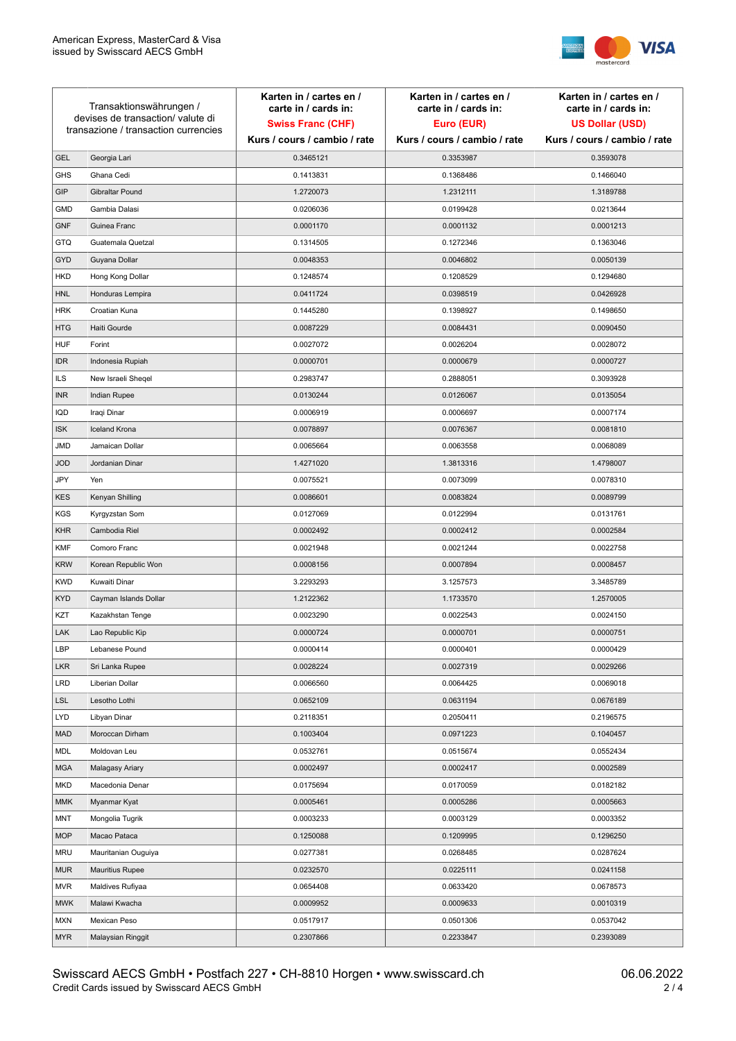| Transaktionswährungen / devises de transaction/ valute di transazione / transaction currencies | | Karten in / cartes en / carte in / cards in: **Swiss Franc (CHF)** Kurs / cours / cambio / rate | Karten in / cartes en / carte in / cards in: **Euro (EUR)** Kurs / cours / cambio / rate | Karten in / cartes en / carte in / cards in: **US Dollar (USD)** Kurs / cours / cambio / rate |
|---|---|---|---|---|
| GEL | Georgia Lari | 0.3465121 | 0.3353987 | 0.3593078 |
| GHS | Ghana Cedi | 0.1413831 | 0.1368486 | 0.1466040 |
| GIP | Gibraltar Pound | 1.2720073 | 1.2312111 | 1.3189788 |
| GMD | Gambia Dalasi | 0.0206036 | 0.0199428 | 0.0213644 |
| GNF | Guinea Franc | 0.0001170 | 0.0001132 | 0.0001213 |
| GTQ | Guatemala Quetzal | 0.1314505 | 0.1272346 | 0.1363046 |
| GYD | Guyana Dollar | 0.0048353 | 0.0046802 | 0.0050139 |
| HKD | Hong Kong Dollar | 0.1248574 | 0.1208529 | 0.1294680 |
| HNL | Honduras Lempira | 0.0411724 | 0.0398519 | 0.0426928 |
| HRK | Croatian Kuna | 0.1445280 | 0.1398927 | 0.1498650 |
| HTG | Haiti Gourde | 0.0087229 | 0.0084431 | 0.0090450 |
| HUF | Forint | 0.0027072 | 0.0026204 | 0.0028072 |
| IDR | Indonesia Rupiah | 0.0000701 | 0.0000679 | 0.0000727 |
| ILS | New Israeli Sheqel | 0.2983747 | 0.2888051 | 0.3093928 |
| INR | Indian Rupee | 0.0130244 | 0.0126067 | 0.0135054 |
| IQD | Iraqi Dinar | 0.0006919 | 0.0006697 | 0.0007174 |
| ISK | Iceland Krona | 0.0078897 | 0.0076367 | 0.0081810 |
| JMD | Jamaican Dollar | 0.0065664 | 0.0063558 | 0.0068089 |
| JOD | Jordanian Dinar | 1.4271020 | 1.3813316 | 1.4798007 |
| JPY | Yen | 0.0075521 | 0.0073099 | 0.0078310 |
| KES | Kenyan Shilling | 0.0086601 | 0.0083824 | 0.0089799 |
| KGS | Kyrgyzstan Som | 0.0127069 | 0.0122994 | 0.0131761 |
| KHR | Cambodia Riel | 0.0002492 | 0.0002412 | 0.0002584 |
| KMF | Comoro Franc | 0.0021948 | 0.0021244 | 0.0022758 |
| KRW | Korean Republic Won | 0.0008156 | 0.0007894 | 0.0008457 |
| KWD | Kuwaiti Dinar | 3.2293293 | 3.1257573 | 3.3485789 |
| KYD | Cayman Islands Dollar | 1.2122362 | 1.1733570 | 1.2570005 |
| KZT | Kazakhstan Tenge | 0.0023290 | 0.0022543 | 0.0024150 |
| LAK | Lao Republic Kip | 0.0000724 | 0.0000701 | 0.0000751 |
| LBP | Lebanese Pound | 0.0000414 | 0.0000401 | 0.0000429 |
| LKR | Sri Lanka Rupee | 0.0028224 | 0.0027319 | 0.0029266 |
| LRD | Liberian Dollar | 0.0066560 | 0.0064425 | 0.0069018 |
| LSL | Lesotho Lothi | 0.0652109 | 0.0631194 | 0.0676189 |
| LYD | Libyan Dinar | 0.2118351 | 0.2050411 | 0.2196575 |
| MAD | Moroccan Dirham | 0.1003404 | 0.0971223 | 0.1040457 |
| MDL | Moldovan Leu | 0.0532761 | 0.0515674 | 0.0552434 |
| MGA | Malagasy Ariary | 0.0002497 | 0.0002417 | 0.0002589 |
| MKD | Macedonia Denar | 0.0175694 | 0.0170059 | 0.0182182 |
| MMK | Myanmar Kyat | 0.0005461 | 0.0005286 | 0.0005663 |
| MNT | Mongolia Tugrik | 0.0003233 | 0.0003129 | 0.0003352 |
| MOP | Macao Pataca | 0.1250088 | 0.1209995 | 0.1296250 |
| MRU | Mauritanian Ouguiya | 0.0277381 | 0.0268485 | 0.0287624 |
| MUR | Mauritius Rupee | 0.0232570 | 0.0225111 | 0.0241158 |
| MVR | Maldives Rufiyaa | 0.0654408 | 0.0633420 | 0.0678573 |
| MWK | Malawi Kwacha | 0.0009952 | 0.0009633 | 0.0010319 |
| MXN | Mexican Peso | 0.0517917 | 0.0501306 | 0.0537042 |
| MYR | Malaysian Ringgit | 0.2307866 | 0.2233847 | 0.2393089 |

Swisscard AECS GmbH • Postfach 227 • CH-8810 Horgen • www.swisscard.ch
Credit Cards issued by Swisscard AECS GmbH

06.06.2022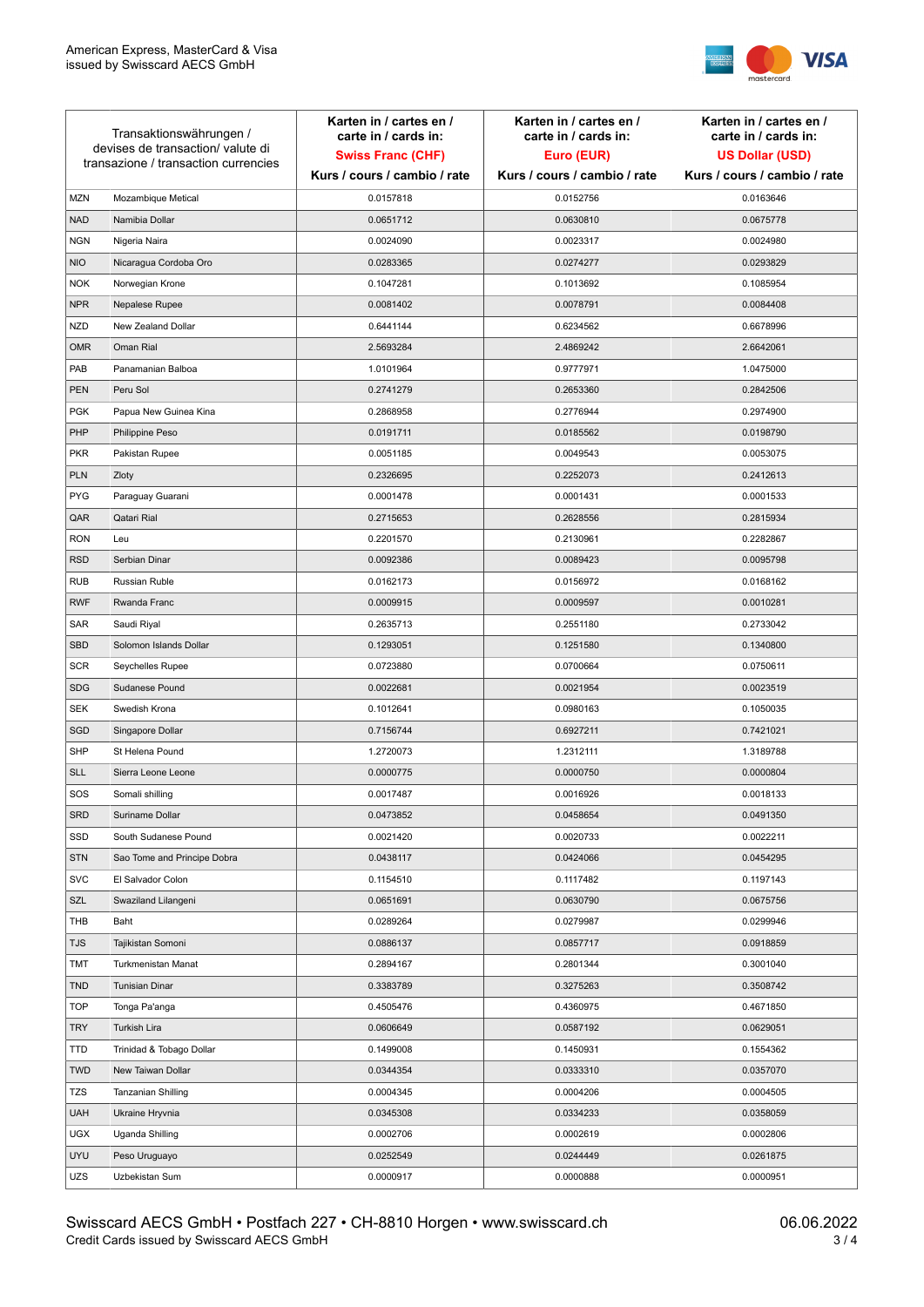American Express, MasterCard & Visa
issued by Swisscard AECS GmbH

| Transaktionswährungen / devises de transaction/ valute di transazione / transaction currencies | | Karten in / cartes en / carte in / cards in: **Swiss Franc (CHF)** Kurs / cours / cambio / rate | Karten in / cartes en / carte in / cards in: **Euro (EUR)** Kurs / cours / cambio / rate | Karten in / cartes en / carte in / cards in: **US Dollar (USD)** Kurs / cours / cambio / rate |
|---|---|---|---|---|
| MZN | Mozambique Metical | 0.0157818 | 0.0152756 | 0.0163646 |
| NAD | Namibia Dollar | 0.0651712 | 0.0630810 | 0.0675778 |
| NGN | Nigeria Naira | 0.0024090 | 0.0023317 | 0.0024980 |
| NIO | Nicaragua Cordoba Oro | 0.0283365 | 0.0274277 | 0.0293829 |
| NOK | Norwegian Krone | 0.1047281 | 0.1013692 | 0.1085954 |
| NPR | Nepalese Rupee | 0.0081402 | 0.0078791 | 0.0084408 |
| NZD | New Zealand Dollar | 0.6441144 | 0.6234562 | 0.6678996 |
| OMR | Oman Rial | 2.5693284 | 2.4869242 | 2.6642061 |
| PAB | Panamanian Balboa | 1.0101964 | 0.9777971 | 1.0475000 |
| PEN | Peru Sol | 0.2741279 | 0.2653360 | 0.2842506 |
| PGK | Papua New Guinea Kina | 0.2868958 | 0.2776944 | 0.2974900 |
| PHP | Philippine Peso | 0.0191711 | 0.0185562 | 0.0198790 |
| PKR | Pakistan Rupee | 0.0051185 | 0.0049543 | 0.0053075 |
| PLN | Zloty | 0.2326695 | 0.2252073 | 0.2412613 |
| PYG | Paraguay Guarani | 0.0001478 | 0.0001431 | 0.0001533 |
| QAR | Qatari Rial | 0.2715653 | 0.2628556 | 0.2815934 |
| RON | Leu | 0.2201570 | 0.2130961 | 0.2282867 |
| RSD | Serbian Dinar | 0.0092386 | 0.0089423 | 0.0095798 |
| RUB | Russian Ruble | 0.0162173 | 0.0156972 | 0.0168162 |
| RWF | Rwanda Franc | 0.0009915 | 0.0009597 | 0.0010281 |
| SAR | Saudi Riyal | 0.2635713 | 0.2551180 | 0.2733042 |
| SBD | Solomon Islands Dollar | 0.1293051 | 0.1251580 | 0.1340800 |
| SCR | Seychelles Rupee | 0.0723880 | 0.0700664 | 0.0750611 |
| SDG | Sudanese Pound | 0.0022681 | 0.0021954 | 0.0023519 |
| SEK | Swedish Krona | 0.1012641 | 0.0980163 | 0.1050035 |
| SGD | Singapore Dollar | 0.7156744 | 0.6927211 | 0.7421021 |
| SHP | St Helena Pound | 1.2720073 | 1.2312111 | 1.3189788 |
| SLL | Sierra Leone Leone | 0.0000775 | 0.0000750 | 0.0000804 |
| SOS | Somali shilling | 0.0017487 | 0.0016926 | 0.0018133 |
| SRD | Suriname Dollar | 0.0473852 | 0.0458654 | 0.0491350 |
| SSD | South Sudanese Pound | 0.0021420 | 0.0020733 | 0.0022211 |
| STN | Sao Tome and Principe Dobra | 0.0438117 | 0.0424066 | 0.0454295 |
| SVC | El Salvador Colon | 0.1154510 | 0.1117482 | 0.1197143 |
| SZL | Swaziland Lilangeni | 0.0651691 | 0.0630790 | 0.0675756 |
| THB | Baht | 0.0289264 | 0.0279987 | 0.0299946 |
| TJS | Tajikistan Somoni | 0.0886137 | 0.0857717 | 0.0918859 |
| TMT | Turkmenistan Manat | 0.2894167 | 0.2801344 | 0.3001040 |
| TND | Tunisian Dinar | 0.3383789 | 0.3275263 | 0.3508742 |
| TOP | Tonga Pa'anga | 0.4505476 | 0.4360975 | 0.4671850 |
| TRY | Turkish Lira | 0.0606649 | 0.0587192 | 0.0629051 |
| TTD | Trinidad & Tobago Dollar | 0.1499008 | 0.1450931 | 0.1554362 |
| TWD | New Taiwan Dollar | 0.0344354 | 0.0333310 | 0.0357070 |
| TZS | Tanzanian Shilling | 0.0004345 | 0.0004206 | 0.0004505 |
| UAH | Ukraine Hryvnia | 0.0345308 | 0.0334233 | 0.0358059 |
| UGX | Uganda Shilling | 0.0002706 | 0.0002619 | 0.0002806 |
| UYU | Peso Uruguayo | 0.0252549 | 0.0244449 | 0.0261875 |
| UZS | Uzbekistan Sum | 0.0000917 | 0.0000888 | 0.0000951 |

Swisscard AECS GmbH • Postfach 227 • CH-8810 Horgen • www.swisscard.ch
Credit Cards issued by Swisscard AECS GmbH

06.06.2022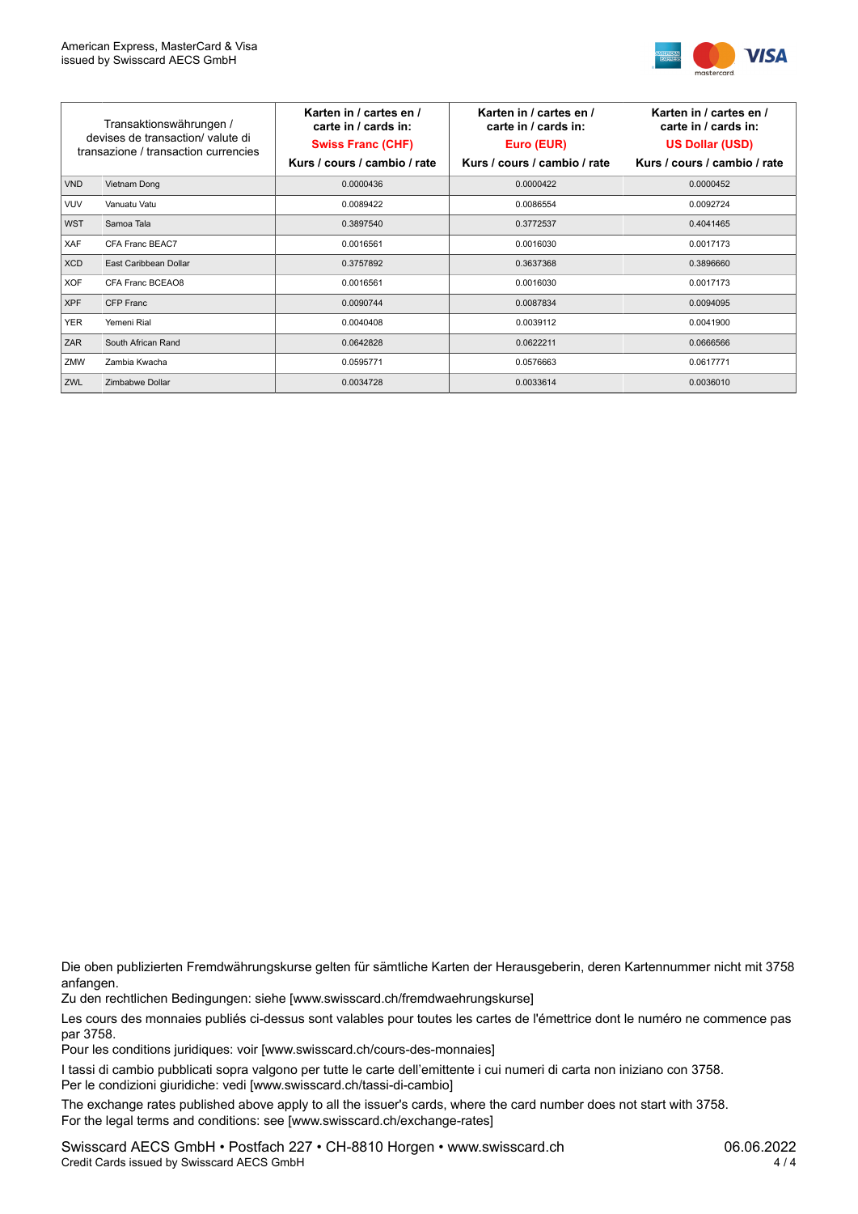| Transaktionswährungen / devises de transaction/ valute di transazione / transaction currencies | | Karten in / cartes en / carte in / cards in: Swiss Franc (CHF) Kurs / cours / cambio / rate | Karten in / cartes en / carte in / cards in: Euro (EUR) Kurs / cours / cambio / rate | Karten in / cartes en / carte in / cards in: US Dollar (USD) Kurs / cours / cambio / rate |
|---|---|---|---|---|
| VND | Vietnam Dong | 0.0000436 | 0.0000422 | 0.0000452 |
| VUV | Vanuatu Vatu | 0.0089422 | 0.0086554 | 0.0092724 |
| WST | Samoa Tala | 0.3897540 | 0.3772537 | 0.4041465 |
| XAF | CFA Franc BEAC7 | 0.0016561 | 0.0016030 | 0.0017173 |
| XCD | East Caribbean Dollar | 0.3757892 | 0.3637368 | 0.3896660 |
| XOF | CFA Franc BCEAO8 | 0.0016561 | 0.0016030 | 0.0017173 |
| XPF | CFP Franc | 0.0090744 | 0.0087834 | 0.0094095 |
| YER | Yemeni Rial | 0.0040408 | 0.0039112 | 0.0041900 |
| ZAR | South African Rand | 0.0642828 | 0.0622211 | 0.0666566 |
| ZMW | Zambia Kwacha | 0.0595771 | 0.0576663 | 0.0617771 |
| ZWL | Zimbabwe Dollar | 0.0034728 | 0.0033614 | 0.0036010 |

Die oben publizierten Fremdwährungskurse gelten für sämtliche Karten der Herausgeberin, deren Kartennummer nicht mit 3758 anfangen.
Zu den rechtlichen Bedingungen: siehe [www.swisscard.ch/fremdwaehrungskurse]

Les cours des monnaies publiés ci-dessus sont valables pour toutes les cartes de l'émettrice dont le numéro ne commence pas par 3758.
Pour les conditions juridiques: voir [www.swisscard.ch/cours-des-monnaies]

I tassi di cambio pubblicati sopra valgono per tutte le carte dell'emittente i cui numeri di carta non iniziano con 3758.
Per le condizioni giuridiche: vedi [www.swisscard.ch/tassi-di-cambio]

The exchange rates published above apply to all the issuer's cards, where the card number does not start with 3758.
For the legal terms and conditions: see [www.swisscard.ch/exchange-rates]

Swisscard AECS GmbH • Postfach 227 • CH-8810 Horgen • www.swisscard.ch
Credit Cards issued by Swisscard AECS GmbH

06.06.2022